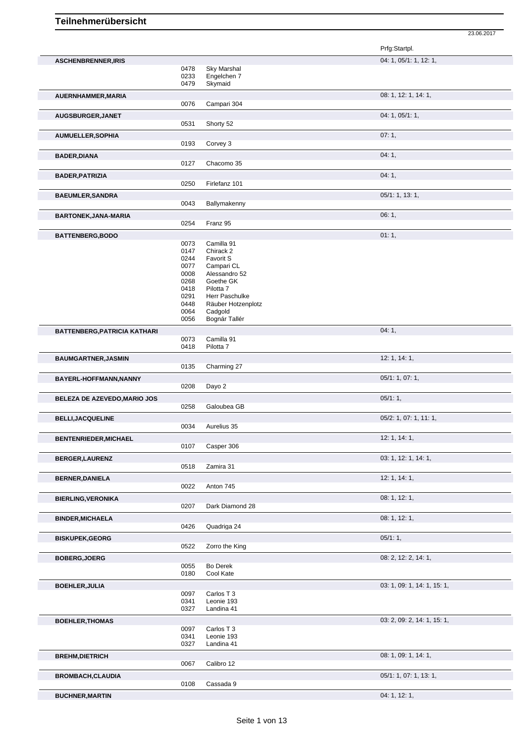# Teilnehmerübersicht

23.06.2017

| Name | Nr. | Pferd | Prfg:Startpl. |
|---|---|---|---|
| **ASCHENBRENNER,IRIS** | | | 04: 1, 05/1: 1, 12: 1, |
| | 0478 | Sky Marshal | |
| | 0233 | Engelchen 7 | |
| | 0479 | Skymaid | |
| **AUERNHAMMER,MARIA** | | | 08: 1, 12: 1, 14: 1, |
| | 0076 | Campari 304 | |
| **AUGSBURGER,JANET** | | | 04: 1, 05/1: 1, |
| | 0531 | Shorty 52 | |
| **AUMUELLER,SOPHIA** | | | 07: 1, |
| | 0193 | Corvey 3 | |
| **BADER,DIANA** | | | 04: 1, |
| | 0127 | Chacomo 35 | |
| **BADER,PATRIZIA** | | | 04: 1, |
| | 0250 | Firlefanz 101 | |
| **BAEUMLER,SANDRA** | | | 05/1: 1, 13: 1, |
| | 0043 | Ballymakenny | |
| **BARTONEK,JANA-MARIA** | | | 06: 1, |
| | 0254 | Franz 95 | |
| **BATTENBERG,BODO** | | | 01: 1, |
| | 0073 | Camilla 91 | |
| | 0147 | Chirack 2 | |
| | 0244 | Favorit S | |
| | 0077 | Campari CL | |
| | 0008 | Alessandro 52 | |
| | 0268 | Goethe GK | |
| | 0418 | Pilotta 7 | |
| | 0291 | Herr Paschulke | |
| | 0448 | Räuber Hotzenplotz | |
| | 0064 | Cadgold | |
| | 0056 | Bognár Tallér | |
| **BATTENBERG,PATRICIA KATHARI** | | | 04: 1, |
| | 0073 | Camilla 91 | |
| | 0418 | Pilotta 7 | |
| **BAUMGARTNER,JASMIN** | | | 12: 1, 14: 1, |
| | 0135 | Charming 27 | |
| **BAYERL-HOFFMANN,NANNY** | | | 05/1: 1, 07: 1, |
| | 0208 | Dayo 2 | |
| **BELEZA DE AZEVEDO,MARIO JOS** | | | 05/1: 1, |
| | 0258 | Galoubea GB | |
| **BELLI,JACQUELINE** | | | 05/2: 1, 07: 1, 11: 1, |
| | 0034 | Aurelius 35 | |
| **BENTENRIEDER,MICHAEL** | | | 12: 1, 14: 1, |
| | 0107 | Casper 306 | |
| **BERGER,LAURENZ** | | | 03: 1, 12: 1, 14: 1, |
| | 0518 | Zamira 31 | |
| **BERNER,DANIELA** | | | 12: 1, 14: 1, |
| | 0022 | Anton 745 | |
| **BIERLING,VERONIKA** | | | 08: 1, 12: 1, |
| | 0207 | Dark Diamond 28 | |
| **BINDER,MICHAELA** | | | 08: 1, 12: 1, |
| | 0426 | Quadriga 24 | |
| **BISKUPEK,GEORG** | | | 05/1: 1, |
| | 0522 | Zorro the King | |
| **BOBERG,JOERG** | | | 08: 2, 12: 2, 14: 1, |
| | 0055 | Bo Derek | |
| | 0180 | Cool Kate | |
| **BOEHLER,JULIA** | | | 03: 1, 09: 1, 14: 1, 15: 1, |
| | 0097 | Carlos T 3 | |
| | 0341 | Leonie 193 | |
| | 0327 | Landina 41 | |
| **BOEHLER,THOMAS** | | | 03: 2, 09: 2, 14: 1, 15: 1, |
| | 0097 | Carlos T 3 | |
| | 0341 | Leonie 193 | |
| | 0327 | Landina 41 | |
| **BREHM,DIETRICH** | | | 08: 1, 09: 1, 14: 1, |
| | 0067 | Calibro 12 | |
| **BROMBACH,CLAUDIA** | | | 05/1: 1, 07: 1, 13: 1, |
| | 0108 | Cassada 9 | |
| **BUCHNER,MARTIN** | | | 04: 1, 12: 1, |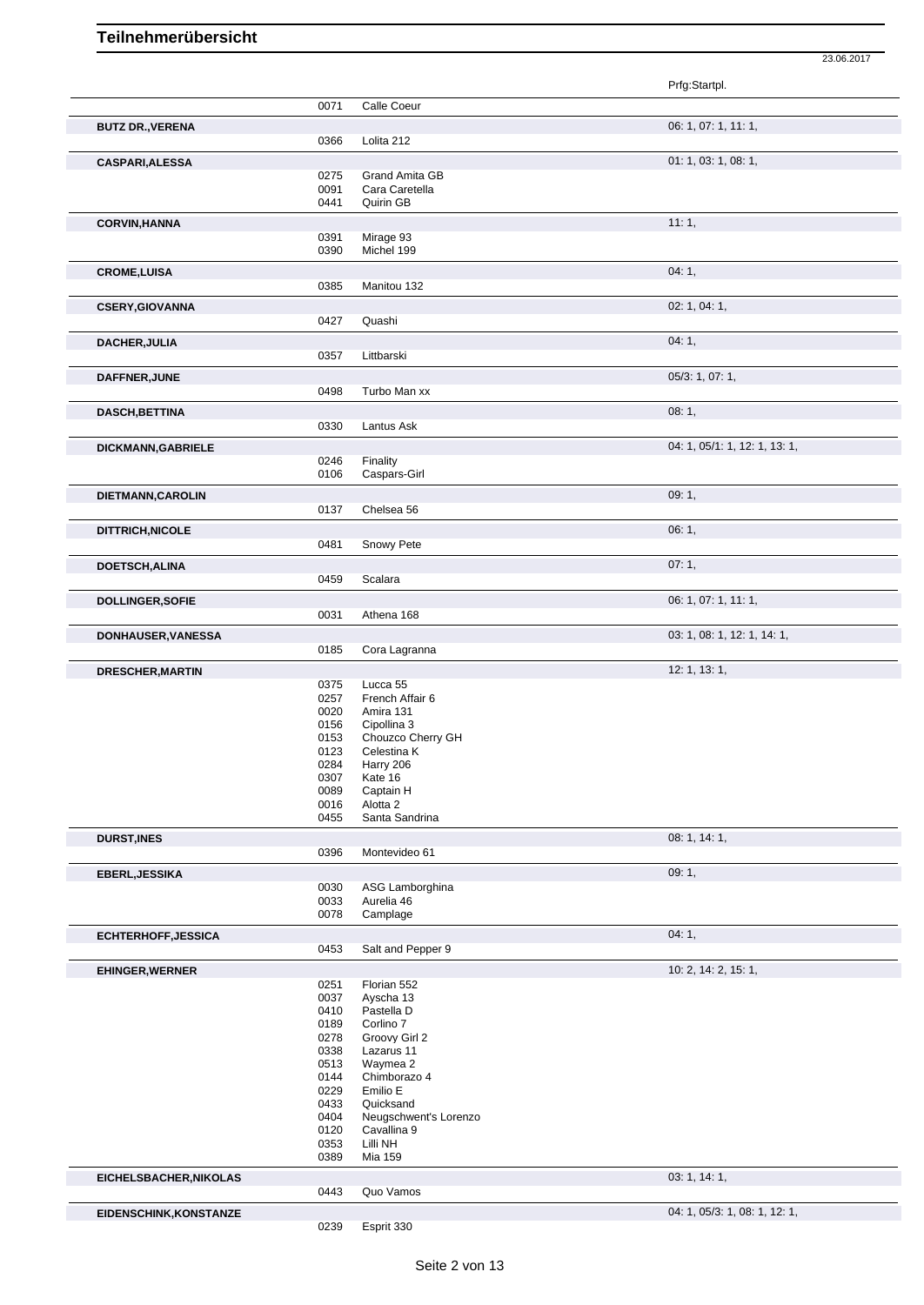# Teilnehmerübersicht

23.06.2017

| Name | Nr. | Pferd | Prfg:Startpl. |
|---|---|---|---|
| | 0071 | Calle Coeur | |
| **BUTZ DR.,VERENA** | | | 06: 1, 07: 1, 11: 1, |
| | 0366 | Lolita 212 | |
| **CASPARI,ALESSA** | | | 01: 1, 03: 1, 08: 1, |
| | 0275 | Grand Amita GB | |
| | 0091 | Cara Caretella | |
| | 0441 | Quirin GB | |
| **CORVIN,HANNA** | | | 11: 1, |
| | 0391 | Mirage 93 | |
| | 0390 | Michel 199 | |
| **CROME,LUISA** | | | 04: 1, |
| | 0385 | Manitou 132 | |
| **CSERY,GIOVANNA** | | | 02: 1, 04: 1, |
| | 0427 | Quashi | |
| **DACHER,JULIA** | | | 04: 1, |
| | 0357 | Littbarski | |
| **DAFFNER,JUNE** | | | 05/3: 1, 07: 1, |
| | 0498 | Turbo Man xx | |
| **DASCH,BETTINA** | | | 08: 1, |
| | 0330 | Lantus Ask | |
| **DICKMANN,GABRIELE** | | | 04: 1, 05/1: 1, 12: 1, 13: 1, |
| | 0246 | Finality | |
| | 0106 | Caspars-Girl | |
| **DIETMANN,CAROLIN** | | | 09: 1, |
| | 0137 | Chelsea 56 | |
| **DITTRICH,NICOLE** | | | 06: 1, |
| | 0481 | Snowy Pete | |
| **DOETSCH,ALINA** | | | 07: 1, |
| | 0459 | Scalara | |
| **DOLLINGER,SOFIE** | | | 06: 1, 07: 1, 11: 1, |
| | 0031 | Athena 168 | |
| **DONHAUSER,VANESSA** | | | 03: 1, 08: 1, 12: 1, 14: 1, |
| | 0185 | Cora Lagranna | |
| **DRESCHER,MARTIN** | | | 12: 1, 13: 1, |
| | 0375 | Lucca 55 | |
| | 0257 | French Affair 6 | |
| | 0020 | Amira 131 | |
| | 0156 | Cipollina 3 | |
| | 0153 | Chouzco Cherry GH | |
| | 0123 | Celestina K | |
| | 0284 | Harry 206 | |
| | 0307 | Kate 16 | |
| | 0089 | Captain H | |
| | 0016 | Alotta 2 | |
| | 0455 | Santa Sandrina | |
| **DURST,INES** | | | 08: 1, 14: 1, |
| | 0396 | Montevideo 61 | |
| **EBERL,JESSIKA** | | | 09: 1, |
| | 0030 | ASG Lamborghina | |
| | 0033 | Aurelia 46 | |
| | 0078 | Camplage | |
| **ECHTERHOFF,JESSICA** | | | 04: 1, |
| | 0453 | Salt and Pepper 9 | |
| **EHINGER,WERNER** | | | 10: 2, 14: 2, 15: 1, |
| | 0251 | Florian 552 | |
| | 0037 | Ayscha 13 | |
| | 0410 | Pastella D | |
| | 0189 | Corlino 7 | |
| | 0278 | Groovy Girl 2 | |
| | 0338 | Lazarus 11 | |
| | 0513 | Waymea 2 | |
| | 0144 | Chimborazo 4 | |
| | 0229 | Emilio E | |
| | 0433 | Quicksand | |
| | 0404 | Neugschwent's Lorenzo | |
| | 0120 | Cavallina 9 | |
| | 0353 | Lilli NH | |
| | 0389 | Mia 159 | |
| **EICHELSBACHER,NIKOLAS** | | | 03: 1, 14: 1, |
| | 0443 | Quo Vamos | |
| **EIDENSCHINK,KONSTANZE** | | | 04: 1, 05/3: 1, 08: 1, 12: 1, |
| | 0239 | Esprit 330 | |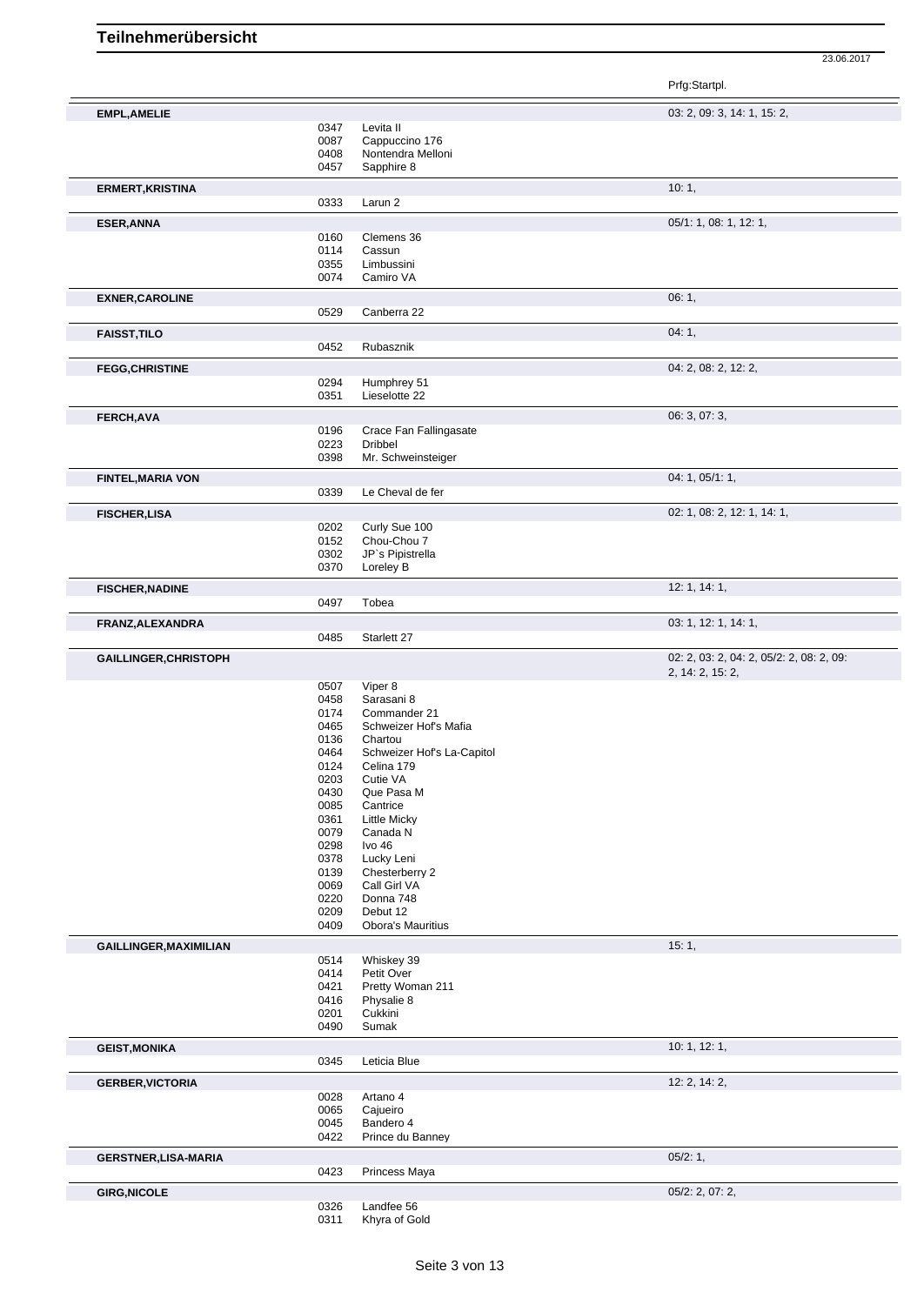# Teilnehmerübersicht

23.06.2017

| Name | Nr. | Pferd | Prfg:Startpl. |
|---|---|---|---|
| **EMPL,AMELIE** | | | 03: 2, 09: 3, 14: 1, 15: 2, |
| | 0347 | Levita II | |
| | 0087 | Cappuccino 176 | |
| | 0408 | Nontendra Melloni | |
| | 0457 | Sapphire 8 | |
| **ERMERT,KRISTINA** | | | 10: 1, |
| | 0333 | Larun 2 | |
| **ESER,ANNA** | | | 05/1: 1, 08: 1, 12: 1, |
| | 0160 | Clemens 36 | |
| | 0114 | Cassun | |
| | 0355 | Limbussini | |
| | 0074 | Camiro VA | |
| **EXNER,CAROLINE** | | | 06: 1, |
| | 0529 | Canberra 22 | |
| **FAISST,TILO** | | | 04: 1, |
| | 0452 | Rubasznik | |
| **FEGG,CHRISTINE** | | | 04: 2, 08: 2, 12: 2, |
| | 0294 | Humphrey 51 | |
| | 0351 | Lieselotte 22 | |
| **FERCH,AVA** | | | 06: 3, 07: 3, |
| | 0196 | Crace Fan Fallingasate | |
| | 0223 | Dribbel | |
| | 0398 | Mr. Schweinsteiger | |
| **FINTEL,MARIA VON** | | | 04: 1, 05/1: 1, |
| | 0339 | Le Cheval de fer | |
| **FISCHER,LISA** | | | 02: 1, 08: 2, 12: 1, 14: 1, |
| | 0202 | Curly Sue 100 | |
| | 0152 | Chou-Chou 7 | |
| | 0302 | JP`s Pipistrella | |
| | 0370 | Loreley B | |
| **FISCHER,NADINE** | | | 12: 1, 14: 1, |
| | 0497 | Tobea | |
| **FRANZ,ALEXANDRA** | | | 03: 1, 12: 1, 14: 1, |
| | 0485 | Starlett 27 | |
| **GAILLINGER,CHRISTOPH** | | | 02: 2, 03: 2, 04: 2, 05/2: 2, 08: 2, 09: 2, 14: 2, 15: 2, |
| | 0507 | Viper 8 | |
| | 0458 | Sarasani 8 | |
| | 0174 | Commander 21 | |
| | 0465 | Schweizer Hof's Mafia | |
| | 0136 | Chartou | |
| | 0464 | Schweizer Hof's La-Capitol | |
| | 0124 | Celina 179 | |
| | 0203 | Cutie VA | |
| | 0430 | Que Pasa M | |
| | 0085 | Cantrice | |
| | 0361 | Little Micky | |
| | 0079 | Canada N | |
| | 0298 | Ivo 46 | |
| | 0378 | Lucky Leni | |
| | 0139 | Chesterberry 2 | |
| | 0069 | Call Girl VA | |
| | 0220 | Donna 748 | |
| | 0209 | Debut 12 | |
| | 0409 | Obora's Mauritius | |
| **GAILLINGER,MAXIMILIAN** | | | 15: 1, |
| | 0514 | Whiskey 39 | |
| | 0414 | Petit Over | |
| | 0421 | Pretty Woman 211 | |
| | 0416 | Physalie 8 | |
| | 0201 | Cukkini | |
| | 0490 | Sumak | |
| **GEIST,MONIKA** | | | 10: 1, 12: 1, |
| | 0345 | Leticia Blue | |
| **GERBER,VICTORIA** | | | 12: 2, 14: 2, |
| | 0028 | Artano 4 | |
| | 0065 | Cajueiro | |
| | 0045 | Bandero 4 | |
| | 0422 | Prince du Banney | |
| **GERSTNER,LISA-MARIA** | | | 05/2: 1, |
| | 0423 | Princess Maya | |
| **GIRG,NICOLE** | | | 05/2: 2, 07: 2, |
| | 0326 | Landfee 56 | |
| | 0311 | Khyra of Gold | |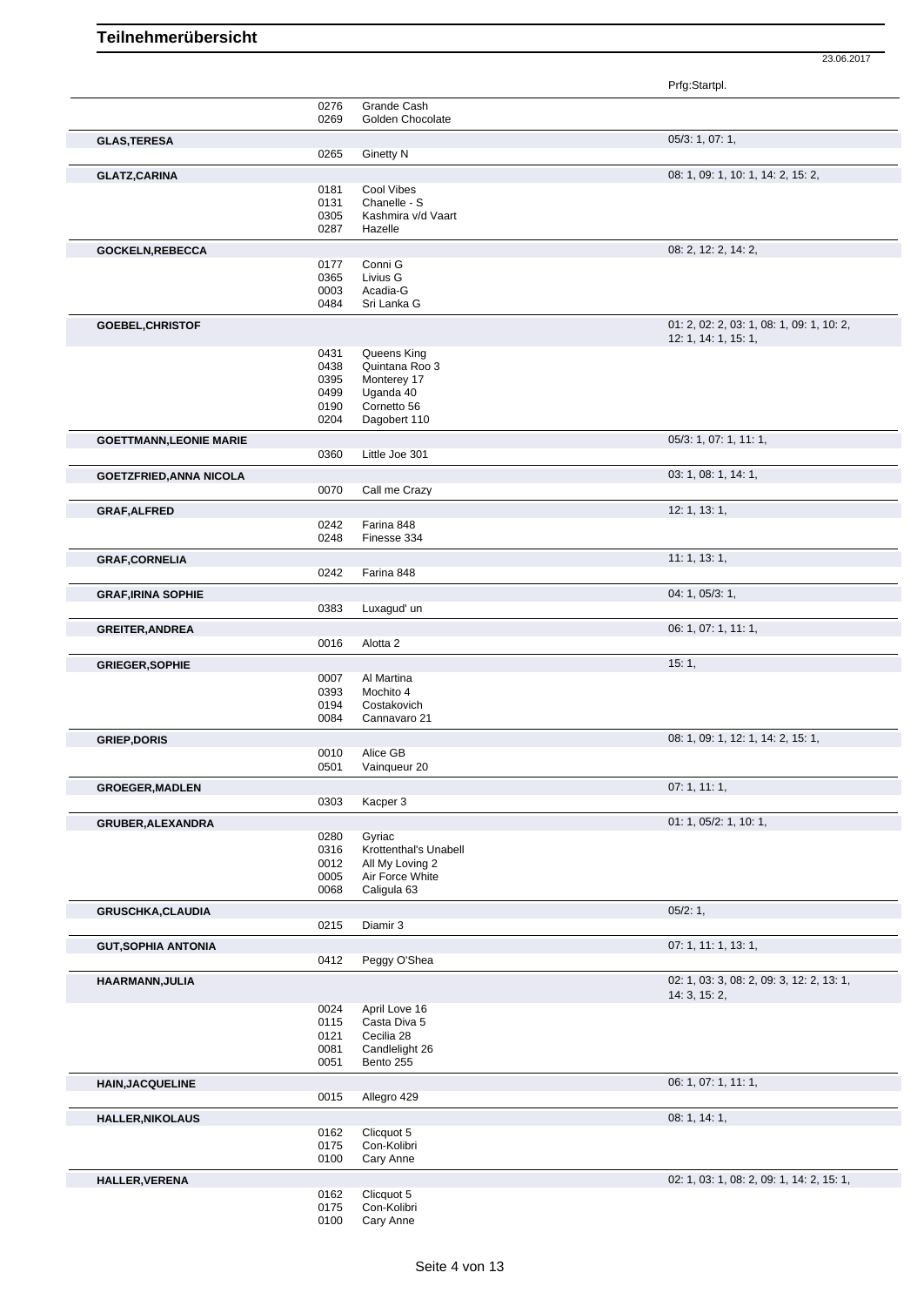# Teilnehmerübersicht

23.06.2017

| Name | Nr. | Pferd | Prfg:Startpl. |
|---|---|---|---|
| | 0276 | Grande Cash | |
| | 0269 | Golden Chocolate | |
| **GLAS,TERESA** | | | 05/3: 1, 07: 1, |
| | 0265 | Ginetty N | |
| **GLATZ,CARINA** | | | 08: 1, 09: 1, 10: 1, 14: 2, 15: 2, |
| | 0181 | Cool Vibes | |
| | 0131 | Chanelle - S | |
| | 0305 | Kashmira v/d Vaart | |
| | 0287 | Hazelle | |
| **GOCKELN,REBECCA** | | | 08: 2, 12: 2, 14: 2, |
| | 0177 | Conni G | |
| | 0365 | Livius G | |
| | 0003 | Acadia-G | |
| | 0484 | Sri Lanka G | |
| **GOEBEL,CHRISTOF** | | | 01: 2, 02: 2, 03: 1, 08: 1, 09: 1, 10: 2, 12: 1, 14: 1, 15: 1, |
| | 0431 | Queens King | |
| | 0438 | Quintana Roo 3 | |
| | 0395 | Monterey 17 | |
| | 0499 | Uganda 40 | |
| | 0190 | Cornetto 56 | |
| | 0204 | Dagobert 110 | |
| **GOETTMANN,LEONIE MARIE** | | | 05/3: 1, 07: 1, 11: 1, |
| | 0360 | Little Joe 301 | |
| **GOETZFRIED,ANNA NICOLA** | | | 03: 1, 08: 1, 14: 1, |
| | 0070 | Call me Crazy | |
| **GRAF,ALFRED** | | | 12: 1, 13: 1, |
| | 0242 | Farina 848 | |
| | 0248 | Finesse 334 | |
| **GRAF,CORNELIA** | | | 11: 1, 13: 1, |
| | 0242 | Farina 848 | |
| **GRAF,IRINA SOPHIE** | | | 04: 1, 05/3: 1, |
| | 0383 | Luxagud' un | |
| **GREITER,ANDREA** | | | 06: 1, 07: 1, 11: 1, |
| | 0016 | Alotta 2 | |
| **GRIEGER,SOPHIE** | | | 15: 1, |
| | 0007 | Al Martina | |
| | 0393 | Mochito 4 | |
| | 0194 | Costakovich | |
| | 0084 | Cannavaro 21 | |
| **GRIEP,DORIS** | | | 08: 1, 09: 1, 12: 1, 14: 2, 15: 1, |
| | 0010 | Alice GB | |
| | 0501 | Vainqueur 20 | |
| **GROEGER,MADLEN** | | | 07: 1, 11: 1, |
| | 0303 | Kacper 3 | |
| **GRUBER,ALEXANDRA** | | | 01: 1, 05/2: 1, 10: 1, |
| | 0280 | Gyriac | |
| | 0316 | Krottenthal's Unabell | |
| | 0012 | All My Loving 2 | |
| | 0005 | Air Force White | |
| | 0068 | Caligula 63 | |
| **GRUSCHKA,CLAUDIA** | | | 05/2: 1, |
| | 0215 | Diamir 3 | |
| **GUT,SOPHIA ANTONIA** | | | 07: 1, 11: 1, 13: 1, |
| | 0412 | Peggy O'Shea | |
| **HAARMANN,JULIA** | | | 02: 1, 03: 3, 08: 2, 09: 3, 12: 2, 13: 1, 14: 3, 15: 2, |
| | 0024 | April Love 16 | |
| | 0115 | Casta Diva 5 | |
| | 0121 | Cecilia 28 | |
| | 0081 | Candlelight 26 | |
| | 0051 | Bento 255 | |
| **HAIN,JACQUELINE** | | | 06: 1, 07: 1, 11: 1, |
| | 0015 | Allegro 429 | |
| **HALLER,NIKOLAUS** | | | 08: 1, 14: 1, |
| | 0162 | Clicquot 5 | |
| | 0175 | Con-Kolibri | |
| | 0100 | Cary Anne | |
| **HALLER,VERENA** | | | 02: 1, 03: 1, 08: 2, 09: 1, 14: 2, 15: 1, |
| | 0162 | Clicquot 5 | |
| | 0175 | Con-Kolibri | |
| | 0100 | Cary Anne | |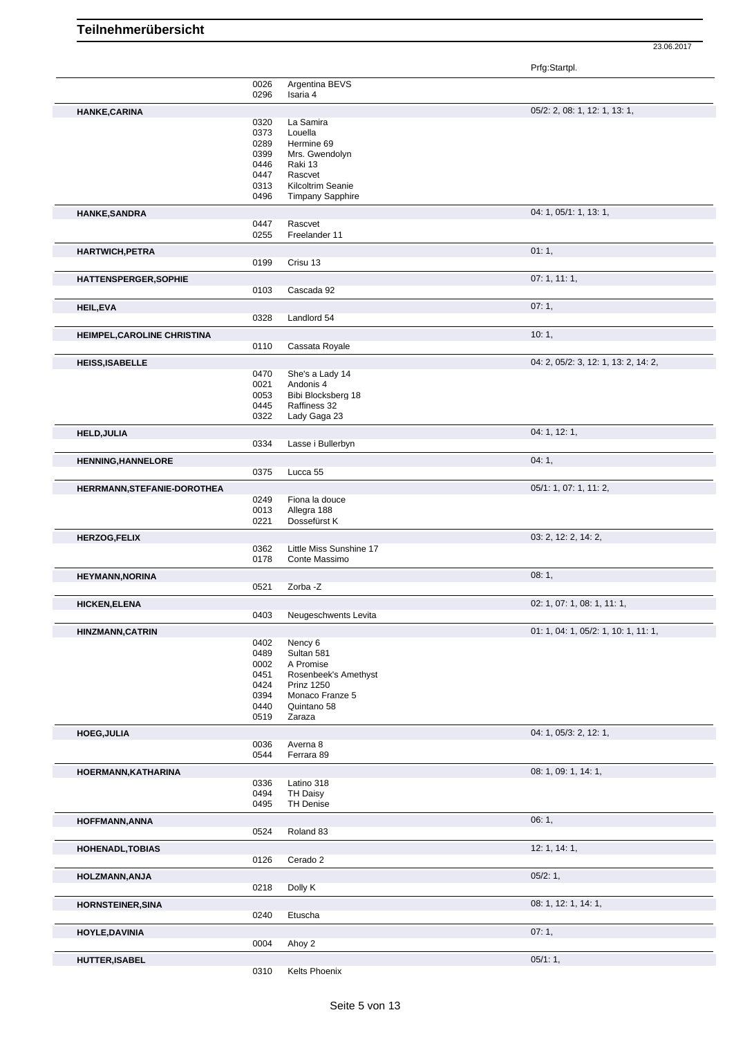# Teilnehmerübersicht

23.06.2017

| | Nr. | Pferd | Prfg:Startpl. |
|---|---|---|---|
| | 0026 | Argentina BEVS | |
| | 0296 | Isaria 4 | |
| **HANKE,CARINA** | | | 05/2: 2, 08: 1, 12: 1, 13: 1, |
| | 0320 | La Samira | |
| | 0373 | Louella | |
| | 0289 | Hermine 69 | |
| | 0399 | Mrs. Gwendolyn | |
| | 0446 | Raki 13 | |
| | 0447 | Rascvet | |
| | 0313 | Kilcoltrim Seanie | |
| | 0496 | Timpany Sapphire | |
| **HANKE,SANDRA** | | | 04: 1, 05/1: 1, 13: 1, |
| | 0447 | Rascvet | |
| | 0255 | Freelander 11 | |
| **HARTWICH,PETRA** | | | 01: 1, |
| | 0199 | Crisu 13 | |
| **HATTENSPERGER,SOPHIE** | | | 07: 1, 11: 1, |
| | 0103 | Cascada 92 | |
| **HEIL,EVA** | | | 07: 1, |
| | 0328 | Landlord 54 | |
| **HEIMPEL,CAROLINE CHRISTINA** | | | 10: 1, |
| | 0110 | Cassata Royale | |
| **HEISS,ISABELLE** | | | 04: 2, 05/2: 3, 12: 1, 13: 2, 14: 2, |
| | 0470 | She's a Lady 14 | |
| | 0021 | Andonis 4 | |
| | 0053 | Bibi Blocksberg 18 | |
| | 0445 | Raffiness 32 | |
| | 0322 | Lady Gaga 23 | |
| **HELD,JULIA** | | | 04: 1, 12: 1, |
| | 0334 | Lasse i Bullerbyn | |
| **HENNING,HANNELORE** | | | 04: 1, |
| | 0375 | Lucca 55 | |
| **HERRMANN,STEFANIE-DOROTHEA** | | | 05/1: 1, 07: 1, 11: 2, |
| | 0249 | Fiona la douce | |
| | 0013 | Allegra 188 | |
| | 0221 | Dossefürst K | |
| **HERZOG,FELIX** | | | 03: 2, 12: 2, 14: 2, |
| | 0362 | Little Miss Sunshine 17 | |
| | 0178 | Conte Massimo | |
| **HEYMANN,NORINA** | | | 08: 1, |
| | 0521 | Zorba -Z | |
| **HICKEN,ELENA** | | | 02: 1, 07: 1, 08: 1, 11: 1, |
| | 0403 | Neugeschwents Levita | |
| **HINZMANN,CATRIN** | | | 01: 1, 04: 1, 05/2: 1, 10: 1, 11: 1, |
| | 0402 | Nency 6 | |
| | 0489 | Sultan 581 | |
| | 0002 | A Promise | |
| | 0451 | Rosenbeek's Amethyst | |
| | 0424 | Prinz 1250 | |
| | 0394 | Monaco Franze 5 | |
| | 0440 | Quintano 58 | |
| | 0519 | Zaraza | |
| **HOEG,JULIA** | | | 04: 1, 05/3: 2, 12: 1, |
| | 0036 | Averna 8 | |
| | 0544 | Ferrara 89 | |
| **HOERMANN,KATHARINA** | | | 08: 1, 09: 1, 14: 1, |
| | 0336 | Latino 318 | |
| | 0494 | TH Daisy | |
| | 0495 | TH Denise | |
| **HOFFMANN,ANNA** | | | 06: 1, |
| | 0524 | Roland 83 | |
| **HOHENADL,TOBIAS** | | | 12: 1, 14: 1, |
| | 0126 | Cerado 2 | |
| **HOLZMANN,ANJA** | | | 05/2: 1, |
| | 0218 | Dolly K | |
| **HORNSTEINER,SINA** | | | 08: 1, 12: 1, 14: 1, |
| | 0240 | Etuscha | |
| **HOYLE,DAVINIA** | | | 07: 1, |
| | 0004 | Ahoy 2 | |
| **HUTTER,ISABEL** | | | 05/1: 1, |
| | 0310 | Kelts Phoenix | |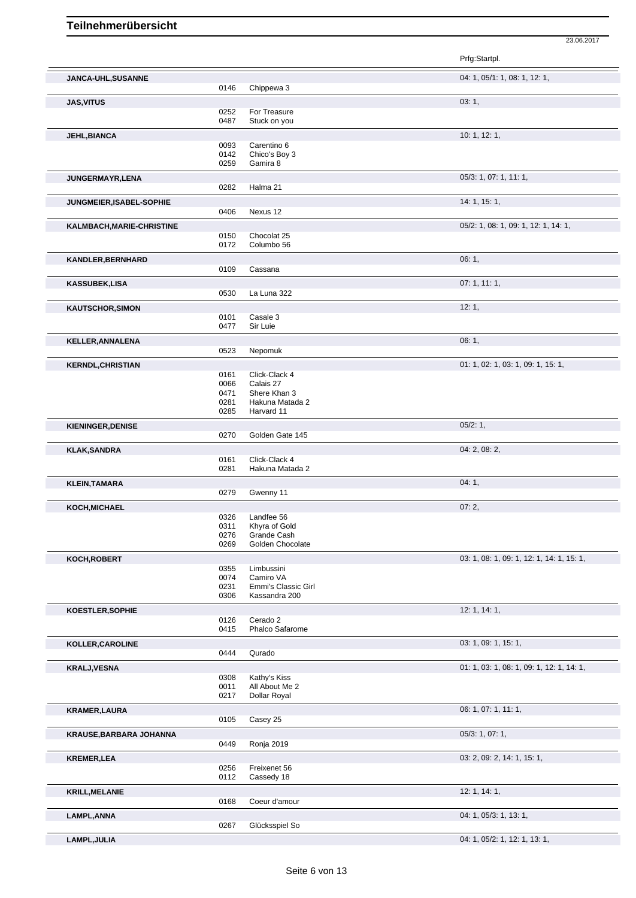# Teilnehmerübersicht

23.06.2017

| Teilnehmer | Nr. | Pferd | Prfg:Startpl. |
|---|---|---|---|
| **JANCA-UHL,SUSANNE** | | | 04: 1, 05/1: 1, 08: 1, 12: 1, |
| | 0146 | Chippewa 3 | |
| **JAS,VITUS** | | | 03: 1, |
| | 0252 | For Treasure | |
| | 0487 | Stuck on you | |
| **JEHL,BIANCA** | | | 10: 1, 12: 1, |
| | 0093 | Carentino 6 | |
| | 0142 | Chico's Boy 3 | |
| | 0259 | Gamira 8 | |
| **JUNGERMAYR,LENA** | | | 05/3: 1, 07: 1, 11: 1, |
| | 0282 | Halma 21 | |
| **JUNGMEIER,ISABEL-SOPHIE** | | | 14: 1, 15: 1, |
| | 0406 | Nexus 12 | |
| **KALMBACH,MARIE-CHRISTINE** | | | 05/2: 1, 08: 1, 09: 1, 12: 1, 14: 1, |
| | 0150 | Chocolat 25 | |
| | 0172 | Columbo 56 | |
| **KANDLER,BERNHARD** | | | 06: 1, |
| | 0109 | Cassana | |
| **KASSUBEK,LISA** | | | 07: 1, 11: 1, |
| | 0530 | La Luna 322 | |
| **KAUTSCHOR,SIMON** | | | 12: 1, |
| | 0101 | Casale 3 | |
| | 0477 | Sir Luie | |
| **KELLER,ANNALENA** | | | 06: 1, |
| | 0523 | Nepomuk | |
| **KERNDL,CHRISTIAN** | | | 01: 1, 02: 1, 03: 1, 09: 1, 15: 1, |
| | 0161 | Click-Clack 4 | |
| | 0066 | Calais 27 | |
| | 0471 | Shere Khan 3 | |
| | 0281 | Hakuna Matada 2 | |
| | 0285 | Harvard 11 | |
| **KIENINGER,DENISE** | | | 05/2: 1, |
| | 0270 | Golden Gate 145 | |
| **KLAK,SANDRA** | | | 04: 2, 08: 2, |
| | 0161 | Click-Clack 4 | |
| | 0281 | Hakuna Matada 2 | |
| **KLEIN,TAMARA** | | | 04: 1, |
| | 0279 | Gwenny 11 | |
| **KOCH,MICHAEL** | | | 07: 2, |
| | 0326 | Landfee 56 | |
| | 0311 | Khyra of Gold | |
| | 0276 | Grande Cash | |
| | 0269 | Golden Chocolate | |
| **KOCH,ROBERT** | | | 03: 1, 08: 1, 09: 1, 12: 1, 14: 1, 15: 1, |
| | 0355 | Limbussini | |
| | 0074 | Camiro VA | |
| | 0231 | Emmi's Classic Girl | |
| | 0306 | Kassandra 200 | |
| **KOESTLER,SOPHIE** | | | 12: 1, 14: 1, |
| | 0126 | Cerado 2 | |
| | 0415 | Phalco Safarome | |
| **KOLLER,CAROLINE** | | | 03: 1, 09: 1, 15: 1, |
| | 0444 | Qurado | |
| **KRALJ,VESNA** | | | 01: 1, 03: 1, 08: 1, 09: 1, 12: 1, 14: 1, |
| | 0308 | Kathy's Kiss | |
| | 0011 | All About Me 2 | |
| | 0217 | Dollar Royal | |
| **KRAMER,LAURA** | | | 06: 1, 07: 1, 11: 1, |
| | 0105 | Casey 25 | |
| **KRAUSE,BARBARA JOHANNA** | | | 05/3: 1, 07: 1, |
| | 0449 | Ronja 2019 | |
| **KREMER,LEA** | | | 03: 2, 09: 2, 14: 1, 15: 1, |
| | 0256 | Freixenet 56 | |
| | 0112 | Cassedy 18 | |
| **KRILL,MELANIE** | | | 12: 1, 14: 1, |
| | 0168 | Coeur d'amour | |
| **LAMPL,ANNA** | | | 04: 1, 05/3: 1, 13: 1, |
| | 0267 | Glücksspiel So | |
| **LAMPL,JULIA** | | | 04: 1, 05/2: 1, 12: 1, 13: 1, |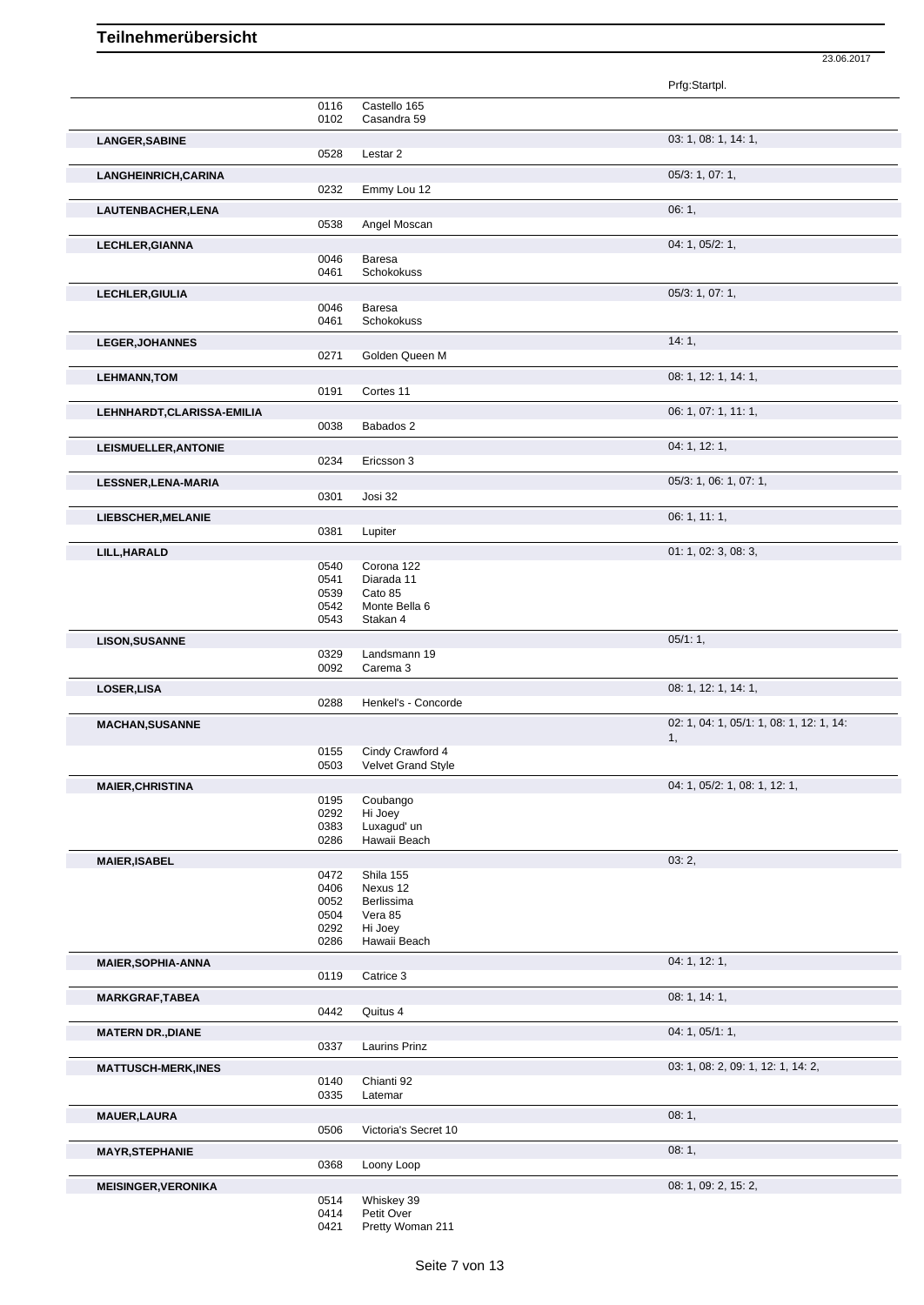# Teilnehmerübersicht

23.06.2017

| Name | Nr. | Pferd | Prfg:Startpl. |
|---|---|---|---|
| | 0116 | Castello 165 | |
| | 0102 | Casandra 59 | |
| **LANGER,SABINE** | | | 03: 1, 08: 1, 14: 1, |
| | 0528 | Lestar 2 | |
| **LANGHEINRICH,CARINA** | | | 05/3: 1, 07: 1, |
| | 0232 | Emmy Lou 12 | |
| **LAUTENBACHER,LENA** | | | 06: 1, |
| | 0538 | Angel Moscan | |
| **LECHLER,GIANNA** | | | 04: 1, 05/2: 1, |
| | 0046 | Baresa | |
| | 0461 | Schokokuss | |
| **LECHLER,GIULIA** | | | 05/3: 1, 07: 1, |
| | 0046 | Baresa | |
| | 0461 | Schokokuss | |
| **LEGER,JOHANNES** | | | 14: 1, |
| | 0271 | Golden Queen M | |
| **LEHMANN,TOM** | | | 08: 1, 12: 1, 14: 1, |
| | 0191 | Cortes 11 | |
| **LEHNHARDT,CLARISSA-EMILIA** | | | 06: 1, 07: 1, 11: 1, |
| | 0038 | Babados 2 | |
| **LEISMUELLER,ANTONIE** | | | 04: 1, 12: 1, |
| | 0234 | Ericsson 3 | |
| **LESSNER,LENA-MARIA** | | | 05/3: 1, 06: 1, 07: 1, |
| | 0301 | Josi 32 | |
| **LIEBSCHER,MELANIE** | | | 06: 1, 11: 1, |
| | 0381 | Lupiter | |
| **LILL,HARALD** | | | 01: 1, 02: 3, 08: 3, |
| | 0540 | Corona 122 | |
| | 0541 | Diarada 11 | |
| | 0539 | Cato 85 | |
| | 0542 | Monte Bella 6 | |
| | 0543 | Stakan 4 | |
| **LISON,SUSANNE** | | | 05/1: 1, |
| | 0329 | Landsmann 19 | |
| | 0092 | Carema 3 | |
| **LOSER,LISA** | | | 08: 1, 12: 1, 14: 1, |
| | 0288 | Henkel's - Concorde | |
| **MACHAN,SUSANNE** | | | 02: 1, 04: 1, 05/1: 1, 08: 1, 12: 1, 14: 1, |
| | 0155 | Cindy Crawford 4 | |
| | 0503 | Velvet Grand Style | |
| **MAIER,CHRISTINA** | | | 04: 1, 05/2: 1, 08: 1, 12: 1, |
| | 0195 | Coubango | |
| | 0292 | Hi Joey | |
| | 0383 | Luxagud' un | |
| | 0286 | Hawaii Beach | |
| **MAIER,ISABEL** | | | 03: 2, |
| | 0472 | Shila 155 | |
| | 0406 | Nexus 12 | |
| | 0052 | Berlissima | |
| | 0504 | Vera 85 | |
| | 0292 | Hi Joey | |
| | 0286 | Hawaii Beach | |
| **MAIER,SOPHIA-ANNA** | | | 04: 1, 12: 1, |
| | 0119 | Catrice 3 | |
| **MARKGRAF,TABEA** | | | 08: 1, 14: 1, |
| | 0442 | Quitus 4 | |
| **MATERN DR.,DIANE** | | | 04: 1, 05/1: 1, |
| | 0337 | Laurins Prinz | |
| **MATTUSCH-MERK,INES** | | | 03: 1, 08: 2, 09: 1, 12: 1, 14: 2, |
| | 0140 | Chianti 92 | |
| | 0335 | Latemar | |
| **MAUER,LAURA** | | | 08: 1, |
| | 0506 | Victoria's Secret 10 | |
| **MAYR,STEPHANIE** | | | 08: 1, |
| | 0368 | Loony Loop | |
| **MEISINGER,VERONIKA** | | | 08: 1, 09: 2, 15: 2, |
| | 0514 | Whiskey 39 | |
| | 0414 | Petit Over | |
| | 0421 | Pretty Woman 211 | |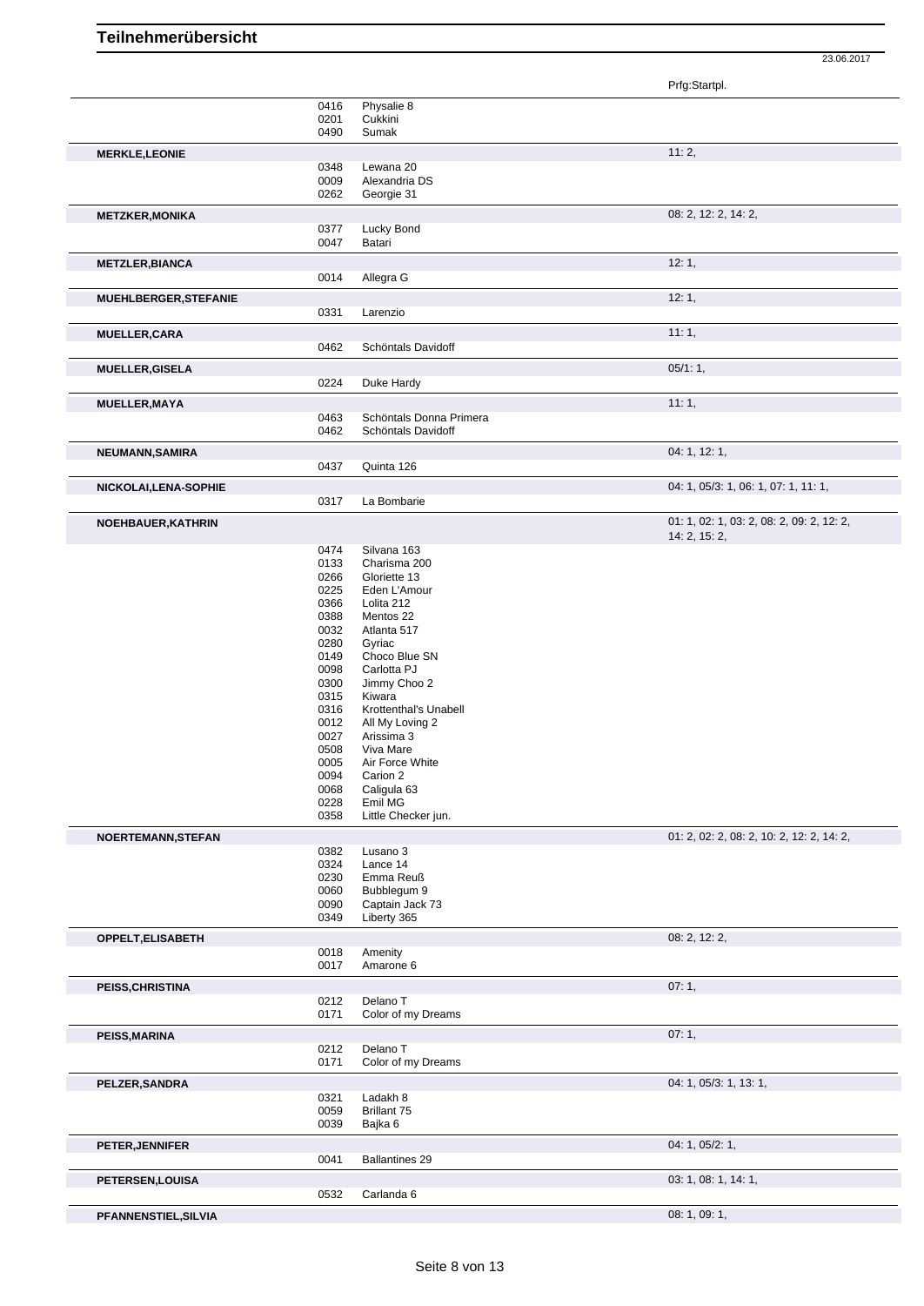# Teilnehmerübersicht

23.06.2017

| Teilnehmer | Nr. | Pferd | Prfg:Startpl. |
|---|---|---|---|
| | 0416 | Physalie 8 | |
| | 0201 | Cukkini | |
| | 0490 | Sumak | |
| **MERKLE,LEONIE** | | | 11: 2, |
| | 0348 | Lewana 20 | |
| | 0009 | Alexandria DS | |
| | 0262 | Georgie 31 | |
| **METZKER,MONIKA** | | | 08: 2, 12: 2, 14: 2, |
| | 0377 | Lucky Bond | |
| | 0047 | Batari | |
| **METZLER,BIANCA** | | | 12: 1, |
| | 0014 | Allegra G | |
| **MUEHLBERGER,STEFANIE** | | | 12: 1, |
| | 0331 | Larenzio | |
| **MUELLER,CARA** | | | 11: 1, |
| | 0462 | Schöntals Davidoff | |
| **MUELLER,GISELA** | | | 05/1: 1, |
| | 0224 | Duke Hardy | |
| **MUELLER,MAYA** | | | 11: 1, |
| | 0463 | Schöntals Donna Primera | |
| | 0462 | Schöntals Davidoff | |
| **NEUMANN,SAMIRA** | | | 04: 1, 12: 1, |
| | 0437 | Quinta 126 | |
| **NICKOLAI,LENA-SOPHIE** | | | 04: 1, 05/3: 1, 06: 1, 07: 1, 11: 1, |
| | 0317 | La Bombarie | |
| **NOEHBAUER,KATHRIN** | | | 01: 1, 02: 1, 03: 2, 08: 2, 09: 2, 12: 2, 14: 2, 15: 2, |
| | 0474 | Silvana 163 | |
| | 0133 | Charisma 200 | |
| | 0266 | Gloriette 13 | |
| | 0225 | Eden L'Amour | |
| | 0366 | Lolita 212 | |
| | 0388 | Mentos 22 | |
| | 0032 | Atlanta 517 | |
| | 0280 | Gyriac | |
| | 0149 | Choco Blue SN | |
| | 0098 | Carlotta PJ | |
| | 0300 | Jimmy Choo 2 | |
| | 0315 | Kiwara | |
| | 0316 | Krottenthal's Unabell | |
| | 0012 | All My Loving 2 | |
| | 0027 | Arissima 3 | |
| | 0508 | Viva Mare | |
| | 0005 | Air Force White | |
| | 0094 | Carion 2 | |
| | 0068 | Caligula 63 | |
| | 0228 | Emil MG | |
| | 0358 | Little Checker jun. | |
| **NOERTEMANN,STEFAN** | | | 01: 2, 02: 2, 08: 2, 10: 2, 12: 2, 14: 2, |
| | 0382 | Lusano 3 | |
| | 0324 | Lance 14 | |
| | 0230 | Emma Reuß | |
| | 0060 | Bubblegum 9 | |
| | 0090 | Captain Jack 73 | |
| | 0349 | Liberty 365 | |
| **OPPELT,ELISABETH** | | | 08: 2, 12: 2, |
| | 0018 | Amenity | |
| | 0017 | Amarone 6 | |
| **PEISS,CHRISTINA** | | | 07: 1, |
| | 0212 | Delano T | |
| | 0171 | Color of my Dreams | |
| **PEISS,MARINA** | | | 07: 1, |
| | 0212 | Delano T | |
| | 0171 | Color of my Dreams | |
| **PELZER,SANDRA** | | | 04: 1, 05/3: 1, 13: 1, |
| | 0321 | Ladakh 8 | |
| | 0059 | Brillant 75 | |
| | 0039 | Bajka 6 | |
| **PETER,JENNIFER** | | | 04: 1, 05/2: 1, |
| | 0041 | Ballantines 29 | |
| **PETERSEN,LOUISA** | | | 03: 1, 08: 1, 14: 1, |
| | 0532 | Carlanda 6 | |
| **PFANNENSTIEL,SILVIA** | | | 08: 1, 09: 1, |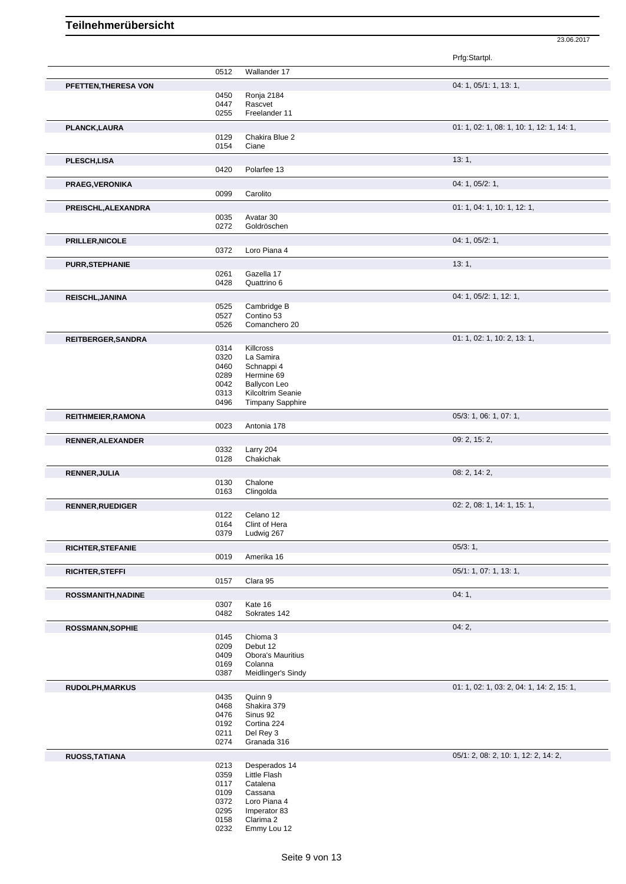# Teilnehmerübersicht

23.06.2017

| Teilnehmer | Nr. | Pferd | Prfg:Startpl. |
|---|---|---|---|
| | 0512 | Wallander 17 | |
| **PFETTEN,THERESA VON** | | | 04: 1, 05/1: 1, 13: 1, |
| | 0450 | Ronja 2184 | |
| | 0447 | Rascvet | |
| | 0255 | Freelander 11 | |
| **PLANCK,LAURA** | | | 01: 1, 02: 1, 08: 1, 10: 1, 12: 1, 14: 1, |
| | 0129 | Chakira Blue 2 | |
| | 0154 | Ciane | |
| **PLESCH,LISA** | | | 13: 1, |
| | 0420 | Polarfee 13 | |
| **PRAEG,VERONIKA** | | | 04: 1, 05/2: 1, |
| | 0099 | Carolito | |
| **PREISCHL,ALEXANDRA** | | | 01: 1, 04: 1, 10: 1, 12: 1, |
| | 0035 | Avatar 30 | |
| | 0272 | Goldröschen | |
| **PRILLER,NICOLE** | | | 04: 1, 05/2: 1, |
| | 0372 | Loro Piana 4 | |
| **PURR,STEPHANIE** | | | 13: 1, |
| | 0261 | Gazella 17 | |
| | 0428 | Quattrino 6 | |
| **REISCHL,JANINA** | | | 04: 1, 05/2: 1, 12: 1, |
| | 0525 | Cambridge B | |
| | 0527 | Contino 53 | |
| | 0526 | Comanchero 20 | |
| **REITBERGER,SANDRA** | | | 01: 1, 02: 1, 10: 2, 13: 1, |
| | 0314 | Killcross | |
| | 0320 | La Samira | |
| | 0460 | Schnappi 4 | |
| | 0289 | Hermine 69 | |
| | 0042 | Ballycon Leo | |
| | 0313 | Kilcoltrim Seanie | |
| | 0496 | Timpany Sapphire | |
| **REITHMEIER,RAMONA** | | | 05/3: 1, 06: 1, 07: 1, |
| | 0023 | Antonia 178 | |
| **RENNER,ALEXANDER** | | | 09: 2, 15: 2, |
| | 0332 | Larry 204 | |
| | 0128 | Chakichak | |
| **RENNER,JULIA** | | | 08: 2, 14: 2, |
| | 0130 | Chalone | |
| | 0163 | Clingolda | |
| **RENNER,RUEDIGER** | | | 02: 2, 08: 1, 14: 1, 15: 1, |
| | 0122 | Celano 12 | |
| | 0164 | Clint of Hera | |
| | 0379 | Ludwig 267 | |
| **RICHTER,STEFANIE** | | | 05/3: 1, |
| | 0019 | Amerika 16 | |
| **RICHTER,STEFFI** | | | 05/1: 1, 07: 1, 13: 1, |
| | 0157 | Clara 95 | |
| **ROSSMANITH,NADINE** | | | 04: 1, |
| | 0307 | Kate 16 | |
| | 0482 | Sokrates 142 | |
| **ROSSMANN,SOPHIE** | | | 04: 2, |
| | 0145 | Chioma 3 | |
| | 0209 | Debut 12 | |
| | 0409 | Obora's Mauritius | |
| | 0169 | Colanna | |
| | 0387 | Meidlinger's Sindy | |
| **RUDOLPH,MARKUS** | | | 01: 1, 02: 1, 03: 2, 04: 1, 14: 2, 15: 1, |
| | 0435 | Quinn 9 | |
| | 0468 | Shakira 379 | |
| | 0476 | Sinus 92 | |
| | 0192 | Cortina 224 | |
| | 0211 | Del Rey 3 | |
| | 0274 | Granada 316 | |
| **RUOSS,TATIANA** | | | 05/1: 2, 08: 2, 10: 1, 12: 2, 14: 2, |
| | 0213 | Desperados 14 | |
| | 0359 | Little Flash | |
| | 0117 | Catalena | |
| | 0109 | Cassana | |
| | 0372 | Loro Piana 4 | |
| | 0295 | Imperator 83 | |
| | 0158 | Clarima 2 | |
| | 0232 | Emmy Lou 12 | |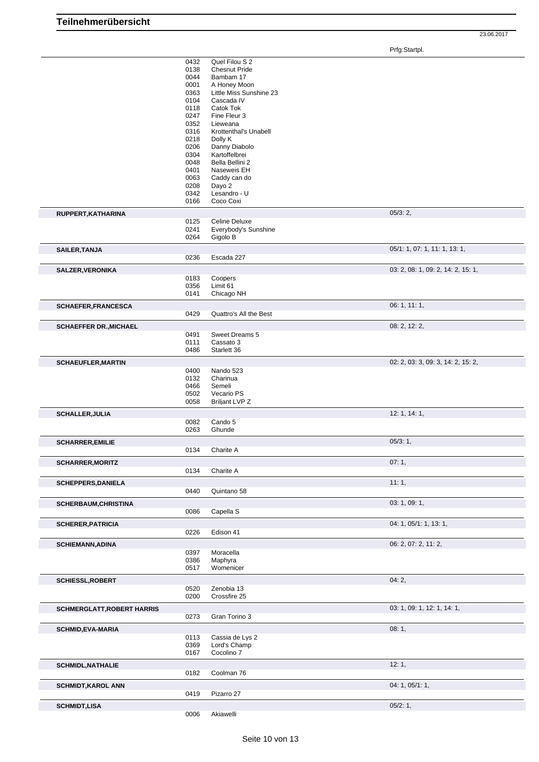# Teilnehmerübersicht

23.06.2017

| | | | Prfg:Startpl. |
|---|---|---|---|
| | 0432 | Quel Filou S 2 | |
| | 0138 | Chesnut Pride | |
| | 0044 | Bambam 17 | |
| | 0001 | A Honey Moon | |
| | 0363 | Little Miss Sunshine 23 | |
| | 0104 | Cascada IV | |
| | 0118 | Catok Tok | |
| | 0247 | Fine Fleur 3 | |
| | 0352 | Lieweana | |
| | 0316 | Krottenthal's Unabell | |
| | 0218 | Dolly K | |
| | 0206 | Danny Diabolo | |
| | 0304 | Kartoffelbrei | |
| | 0048 | Bella Bellini 2 | |
| | 0401 | Naseweis EH | |
| | 0063 | Caddy can do | |
| | 0208 | Dayo 2 | |
| | 0342 | Lesandro - U | |
| | 0166 | Coco Coxi | |
| **RUPPERT,KATHARINA** | | | 05/3: 2, |
| | 0125 | Celine Deluxe | |
| | 0241 | Everybody's Sunshine | |
| | 0264 | Gigolo B | |
| **SAILER,TANJA** | | | 05/1: 1, 07: 1, 11: 1, 13: 1, |
| | 0236 | Escada 227 | |
| **SALZER,VERONIKA** | | | 03: 2, 08: 1, 09: 2, 14: 2, 15: 1, |
| | 0183 | Coopers | |
| | 0356 | Limit 61 | |
| | 0141 | Chicago NH | |
| **SCHAEFER,FRANCESCA** | | | 06: 1, 11: 1, |
| | 0429 | Quattro's All the Best | |
| **SCHAEFFER DR.,MICHAEL** | | | 08: 2, 12: 2, |
| | 0491 | Sweet Dreams 5 | |
| | 0111 | Cassato 3 | |
| | 0486 | Starlett 36 | |
| **SCHAEUFLER,MARTIN** | | | 02: 2, 03: 3, 09: 3, 14: 2, 15: 2, |
| | 0400 | Nando 523 | |
| | 0132 | Charinua | |
| | 0466 | Semeli | |
| | 0502 | Vecario PS | |
| | 0058 | Briljant LVP Z | |
| **SCHALLER,JULIA** | | | 12: 1, 14: 1, |
| | 0082 | Cando 5 | |
| | 0263 | Ghunde | |
| **SCHARRER,EMILIE** | | | 05/3: 1, |
| | 0134 | Charite A | |
| **SCHARRER,MORITZ** | | | 07: 1, |
| | 0134 | Charite A | |
| **SCHEPPERS,DANIELA** | | | 11: 1, |
| | 0440 | Quintano 58 | |
| **SCHERBAUM,CHRISTINA** | | | 03: 1, 09: 1, |
| | 0086 | Capella S | |
| **SCHERER,PATRICIA** | | | 04: 1, 05/1: 1, 13: 1, |
| | 0226 | Edison 41 | |
| **SCHIEMANN,ADINA** | | | 06: 2, 07: 2, 11: 2, |
| | 0397 | Moracella | |
| | 0386 | Maphyra | |
| | 0517 | Womenicer | |
| **SCHIESSL,ROBERT** | | | 04: 2, |
| | 0520 | Zenobia 13 | |
| | 0200 | Crossfire 25 | |
| **SCHMERGLATT,ROBERT HARRIS** | | | 03: 1, 09: 1, 12: 1, 14: 1, |
| | 0273 | Gran Torino 3 | |
| **SCHMID,EVA-MARIA** | | | 08: 1, |
| | 0113 | Cassia de Lys 2 | |
| | 0369 | Lord's Champ | |
| | 0167 | Cocolino 7 | |
| **SCHMIDL,NATHALIE** | | | 12: 1, |
| | 0182 | Coolman 76 | |
| **SCHMIDT,KAROL ANN** | | | 04: 1, 05/1: 1, |
| | 0419 | Pizarro 27 | |
| **SCHMIDT,LISA** | | | 05/2: 1, |
| | 0006 | Akiawelli | |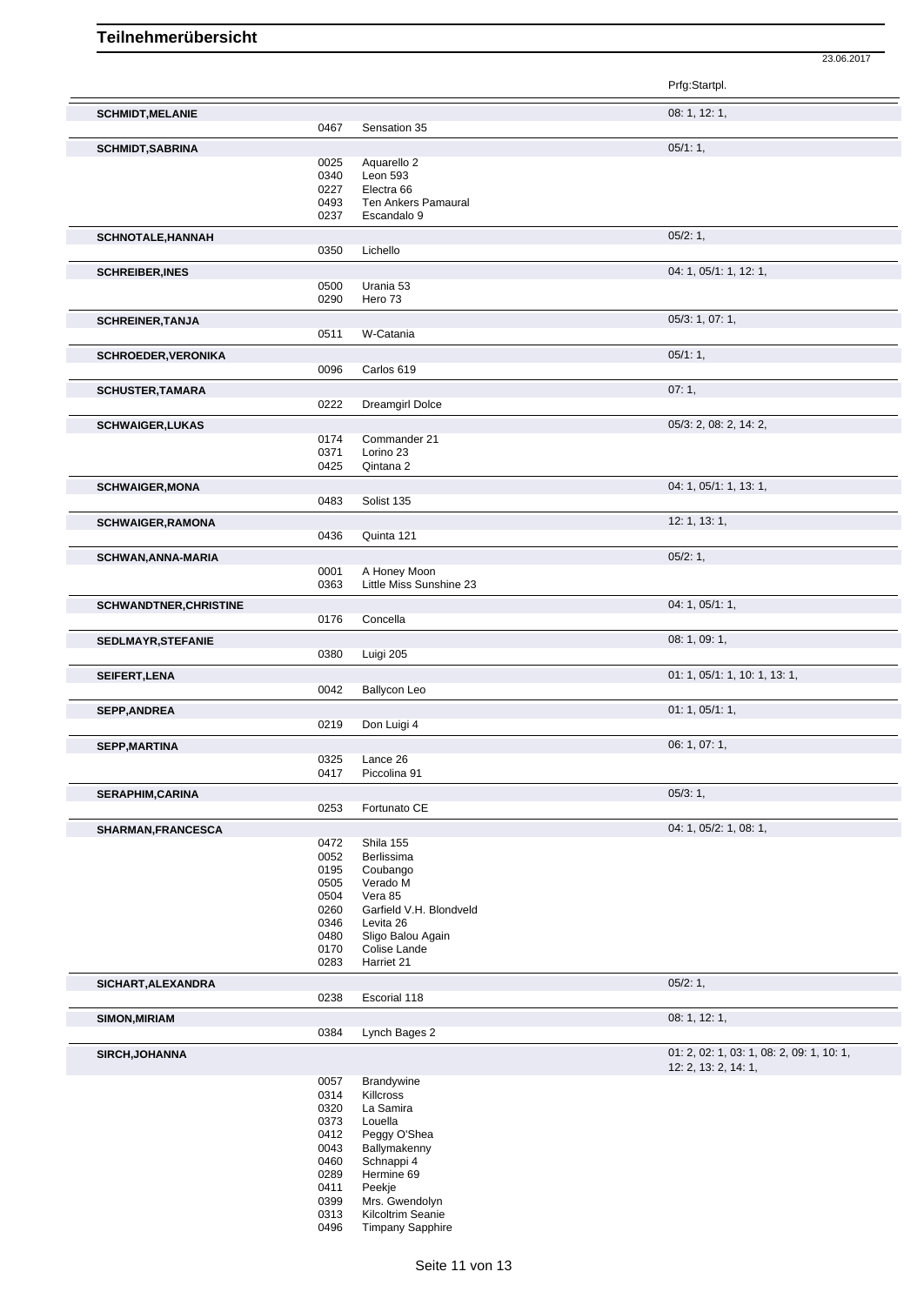# Teilnehmerübersicht

23.06.2017

| Name | Nr. | Pferd | Prfg:Startpl. |
|---|---|---|---|
| **SCHMIDT,MELANIE** | | | 08: 1, 12: 1, |
| | 0467 | Sensation 35 | |
| **SCHMIDT,SABRINA** | | | 05/1: 1, |
| | 0025 | Aquarello 2 | |
| | 0340 | Leon 593 | |
| | 0227 | Electra 66 | |
| | 0493 | Ten Ankers Pamaural | |
| | 0237 | Escandalo 9 | |
| **SCHNOTALE,HANNAH** | | | 05/2: 1, |
| | 0350 | Lichello | |
| **SCHREIBER,INES** | | | 04: 1, 05/1: 1, 12: 1, |
| | 0500 | Urania 53 | |
| | 0290 | Hero 73 | |
| **SCHREINER,TANJA** | | | 05/3: 1, 07: 1, |
| | 0511 | W-Catania | |
| **SCHROEDER,VERONIKA** | | | 05/1: 1, |
| | 0096 | Carlos 619 | |
| **SCHUSTER,TAMARA** | | | 07: 1, |
| | 0222 | Dreamgirl Dolce | |
| **SCHWAIGER,LUKAS** | | | 05/3: 2, 08: 2, 14: 2, |
| | 0174 | Commander 21 | |
| | 0371 | Lorino 23 | |
| | 0425 | Qintana 2 | |
| **SCHWAIGER,MONA** | | | 04: 1, 05/1: 1, 13: 1, |
| | 0483 | Solist 135 | |
| **SCHWAIGER,RAMONA** | | | 12: 1, 13: 1, |
| | 0436 | Quinta 121 | |
| **SCHWAN,ANNA-MARIA** | | | 05/2: 1, |
| | 0001 | A Honey Moon | |
| | 0363 | Little Miss Sunshine 23 | |
| **SCHWANDTNER,CHRISTINE** | | | 04: 1, 05/1: 1, |
| | 0176 | Concella | |
| **SEDLMAYR,STEFANIE** | | | 08: 1, 09: 1, |
| | 0380 | Luigi 205 | |
| **SEIFERT,LENA** | | | 01: 1, 05/1: 1, 10: 1, 13: 1, |
| | 0042 | Ballycon Leo | |
| **SEPP,ANDREA** | | | 01: 1, 05/1: 1, |
| | 0219 | Don Luigi 4 | |
| **SEPP,MARTINA** | | | 06: 1, 07: 1, |
| | 0325 | Lance 26 | |
| | 0417 | Piccolina 91 | |
| **SERAPHIM,CARINA** | | | 05/3: 1, |
| | 0253 | Fortunato CE | |
| **SHARMAN,FRANCESCA** | | | 04: 1, 05/2: 1, 08: 1, |
| | 0472 | Shila 155 | |
| | 0052 | Berlissima | |
| | 0195 | Coubango | |
| | 0505 | Verado M | |
| | 0504 | Vera 85 | |
| | 0260 | Garfield V.H. Blondveld | |
| | 0346 | Levita 26 | |
| | 0480 | Sligo Balou Again | |
| | 0170 | Colise Lande | |
| | 0283 | Harriet 21 | |
| **SICHART,ALEXANDRA** | | | 05/2: 1, |
| | 0238 | Escorial 118 | |
| **SIMON,MIRIAM** | | | 08: 1, 12: 1, |
| | 0384 | Lynch Bages 2 | |
| **SIRCH,JOHANNA** | | | 01: 2, 02: 1, 03: 1, 08: 2, 09: 1, 10: 1, 12: 2, 13: 2, 14: 1, |
| | 0057 | Brandywine | |
| | 0314 | Killcross | |
| | 0320 | La Samira | |
| | 0373 | Louella | |
| | 0412 | Peggy O'Shea | |
| | 0043 | Ballymakenny | |
| | 0460 | Schnappi 4 | |
| | 0289 | Hermine 69 | |
| | 0411 | Peekje | |
| | 0399 | Mrs. Gwendolyn | |
| | 0313 | Kilcoltrim Seanie | |
| | 0496 | Timpany Sapphire | |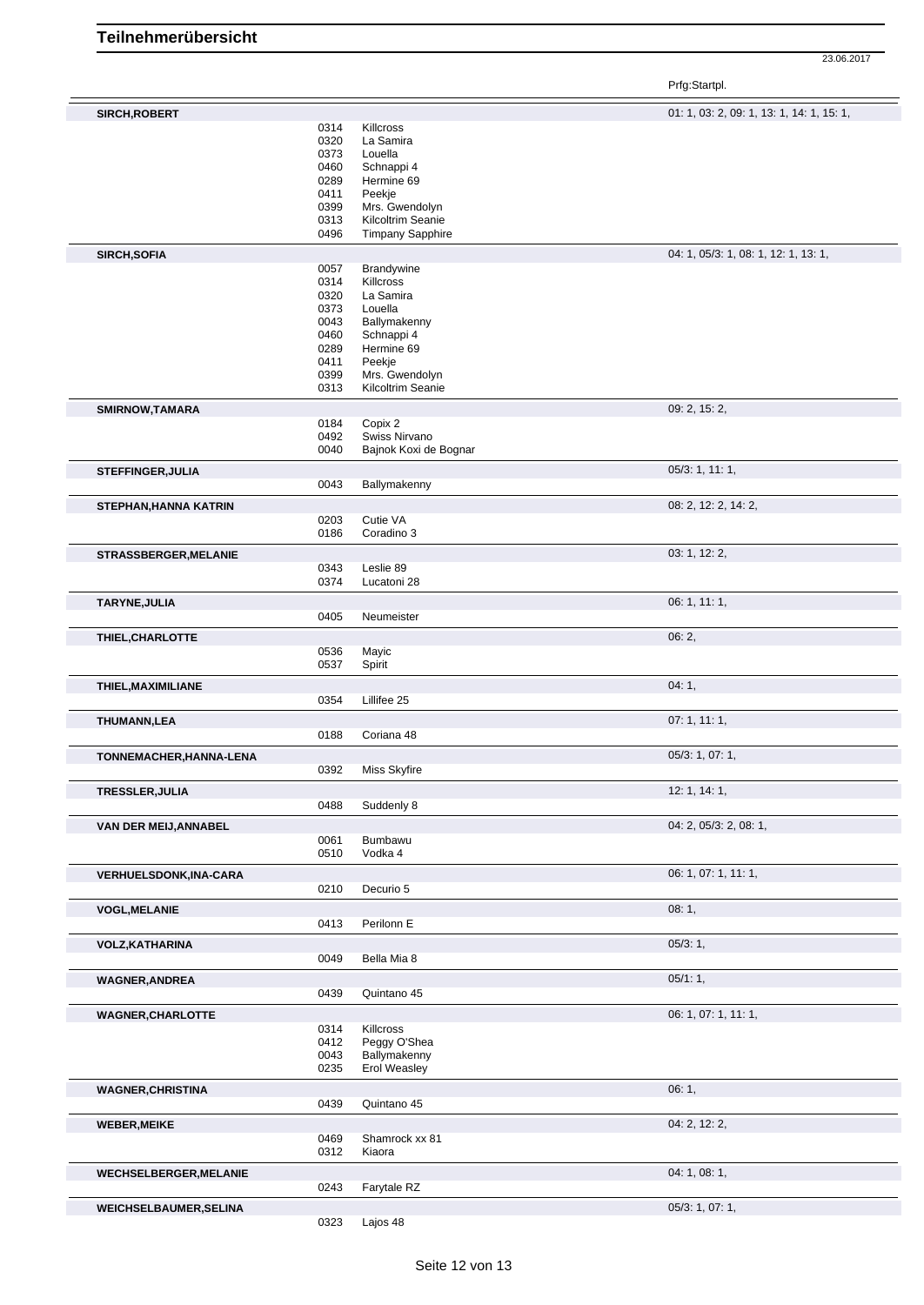# Teilnehmerübersicht

23.06.2017

| Teilnehmer | Nr. | Pferd | Prfg:Startpl. |
|---|---|---|---|
| **SIRCH,ROBERT** | | | 01: 1, 03: 2, 09: 1, 13: 1, 14: 1, 15: 1, |
| | 0314 | Killcross | |
| | 0320 | La Samira | |
| | 0373 | Louella | |
| | 0460 | Schnappi 4 | |
| | 0289 | Hermine 69 | |
| | 0411 | Peekje | |
| | 0399 | Mrs. Gwendolyn | |
| | 0313 | Kilcoltrim Seanie | |
| | 0496 | Timpany Sapphire | |
| **SIRCH,SOFIA** | | | 04: 1, 05/3: 1, 08: 1, 12: 1, 13: 1, |
| | 0057 | Brandywine | |
| | 0314 | Killcross | |
| | 0320 | La Samira | |
| | 0373 | Louella | |
| | 0043 | Ballymakenny | |
| | 0460 | Schnappi 4 | |
| | 0289 | Hermine 69 | |
| | 0411 | Peekje | |
| | 0399 | Mrs. Gwendolyn | |
| | 0313 | Kilcoltrim Seanie | |
| **SMIRNOW,TAMARA** | | | 09: 2, 15: 2, |
| | 0184 | Copix 2 | |
| | 0492 | Swiss Nirvano | |
| | 0040 | Bajnok Koxi de Bognar | |
| **STEFFINGER,JULIA** | | | 05/3: 1, 11: 1, |
| | 0043 | Ballymakenny | |
| **STEPHAN,HANNA KATRIN** | | | 08: 2, 12: 2, 14: 2, |
| | 0203 | Cutie VA | |
| | 0186 | Coradino 3 | |
| **STRASSBERGER,MELANIE** | | | 03: 1, 12: 2, |
| | 0343 | Leslie 89 | |
| | 0374 | Lucatoni 28 | |
| **TARYNE,JULIA** | | | 06: 1, 11: 1, |
| | 0405 | Neumeister | |
| **THIEL,CHARLOTTE** | | | 06: 2, |
| | 0536 | Mayic | |
| | 0537 | Spirit | |
| **THIEL,MAXIMILIANE** | | | 04: 1, |
| | 0354 | Lillifee 25 | |
| **THUMANN,LEA** | | | 07: 1, 11: 1, |
| | 0188 | Coriana 48 | |
| **TONNEMACHER,HANNA-LENA** | | | 05/3: 1, 07: 1, |
| | 0392 | Miss Skyfire | |
| **TRESSLER,JULIA** | | | 12: 1, 14: 1, |
| | 0488 | Suddenly 8 | |
| **VAN DER MEIJ,ANNABEL** | | | 04: 2, 05/3: 2, 08: 1, |
| | 0061 | Bumbawu | |
| | 0510 | Vodka 4 | |
| **VERHUELSDONK,INA-CARA** | | | 06: 1, 07: 1, 11: 1, |
| | 0210 | Decurio 5 | |
| **VOGL,MELANIE** | | | 08: 1, |
| | 0413 | Perilonn E | |
| **VOLZ,KATHARINA** | | | 05/3: 1, |
| | 0049 | Bella Mia 8 | |
| **WAGNER,ANDREA** | | | 05/1: 1, |
| | 0439 | Quintano 45 | |
| **WAGNER,CHARLOTTE** | | | 06: 1, 07: 1, 11: 1, |
| | 0314 | Killcross | |
| | 0412 | Peggy O'Shea | |
| | 0043 | Ballymakenny | |
| | 0235 | Erol Weasley | |
| **WAGNER,CHRISTINA** | | | 06: 1, |
| | 0439 | Quintano 45 | |
| **WEBER,MEIKE** | | | 04: 2, 12: 2, |
| | 0469 | Shamrock xx 81 | |
| | 0312 | Kiaora | |
| **WECHSELBERGER,MELANIE** | | | 04: 1, 08: 1, |
| | 0243 | Farytale RZ | |
| **WEICHSELBAUMER,SELINA** | | | 05/3: 1, 07: 1, |
| | 0323 | Lajos 48 | |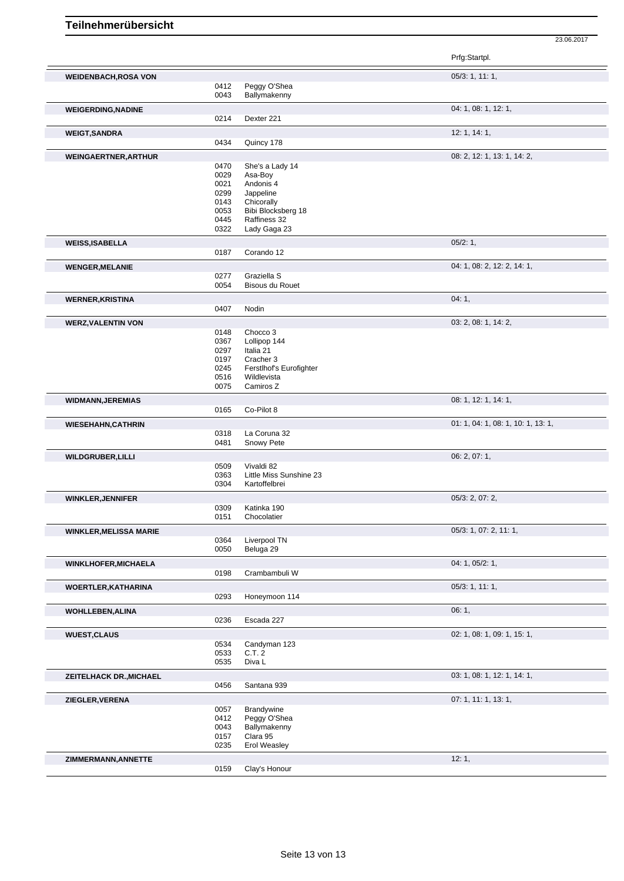# Teilnehmerübersicht

23.06.2017

| | | | Prfg:Startpl. |
|---|---|---|---|
| **WEIDENBACH,ROSA VON** | | | 05/3: 1, 11: 1, |
| | 0412 | Peggy O'Shea | |
| | 0043 | Ballymakenny | |
| **WEIGERDING,NADINE** | | | 04: 1, 08: 1, 12: 1, |
| | 0214 | Dexter 221 | |
| **WEIGT,SANDRA** | | | 12: 1, 14: 1, |
| | 0434 | Quincy 178 | |
| **WEINGAERTNER,ARTHUR** | | | 08: 2, 12: 1, 13: 1, 14: 2, |
| | 0470 | She's a Lady 14 | |
| | 0029 | Asa-Boy | |
| | 0021 | Andonis 4 | |
| | 0299 | Jappeline | |
| | 0143 | Chicorally | |
| | 0053 | Bibi Blocksberg 18 | |
| | 0445 | Raffiness 32 | |
| | 0322 | Lady Gaga 23 | |
| **WEISS,ISABELLA** | | | 05/2: 1, |
| | 0187 | Corando 12 | |
| **WENGER,MELANIE** | | | 04: 1, 08: 2, 12: 2, 14: 1, |
| | 0277 | Graziella S | |
| | 0054 | Bisous du Rouet | |
| **WERNER,KRISTINA** | | | 04: 1, |
| | 0407 | Nodin | |
| **WERZ,VALENTIN VON** | | | 03: 2, 08: 1, 14: 2, |
| | 0148 | Chocco 3 | |
| | 0367 | Lollipop 144 | |
| | 0297 | Italia 21 | |
| | 0197 | Cracher 3 | |
| | 0245 | Ferstlhof's Eurofighter | |
| | 0516 | Wildlevista | |
| | 0075 | Camiros Z | |
| **WIDMANN,JEREMIAS** | | | 08: 1, 12: 1, 14: 1, |
| | 0165 | Co-Pilot 8 | |
| **WIESEHAHN,CATHRIN** | | | 01: 1, 04: 1, 08: 1, 10: 1, 13: 1, |
| | 0318 | La Coruna 32 | |
| | 0481 | Snowy Pete | |
| **WILDGRUBER,LILLI** | | | 06: 2, 07: 1, |
| | 0509 | Vivaldi 82 | |
| | 0363 | Little Miss Sunshine 23 | |
| | 0304 | Kartoffelbrei | |
| **WINKLER,JENNIFER** | | | 05/3: 2, 07: 2, |
| | 0309 | Katinka 190 | |
| | 0151 | Chocolatier | |
| **WINKLER,MELISSA MARIE** | | | 05/3: 1, 07: 2, 11: 1, |
| | 0364 | Liverpool TN | |
| | 0050 | Beluga 29 | |
| **WINKLHOFER,MICHAELA** | | | 04: 1, 05/2: 1, |
| | 0198 | Crambambuli W | |
| **WOERTLER,KATHARINA** | | | 05/3: 1, 11: 1, |
| | 0293 | Honeymoon 114 | |
| **WOHLLEBEN,ALINA** | | | 06: 1, |
| | 0236 | Escada 227 | |
| **WUEST,CLAUS** | | | 02: 1, 08: 1, 09: 1, 15: 1, |
| | 0534 | Candyman 123 | |
| | 0533 | C.T. 2 | |
| | 0535 | Diva L | |
| **ZEITELHACK DR.,MICHAEL** | | | 03: 1, 08: 1, 12: 1, 14: 1, |
| | 0456 | Santana 939 | |
| **ZIEGLER,VERENA** | | | 07: 1, 11: 1, 13: 1, |
| | 0057 | Brandywine | |
| | 0412 | Peggy O'Shea | |
| | 0043 | Ballymakenny | |
| | 0157 | Clara 95 | |
| | 0235 | Erol Weasley | |
| **ZIMMERMANN,ANNETTE** | | | 12: 1, |
| | 0159 | Clay's Honour | |